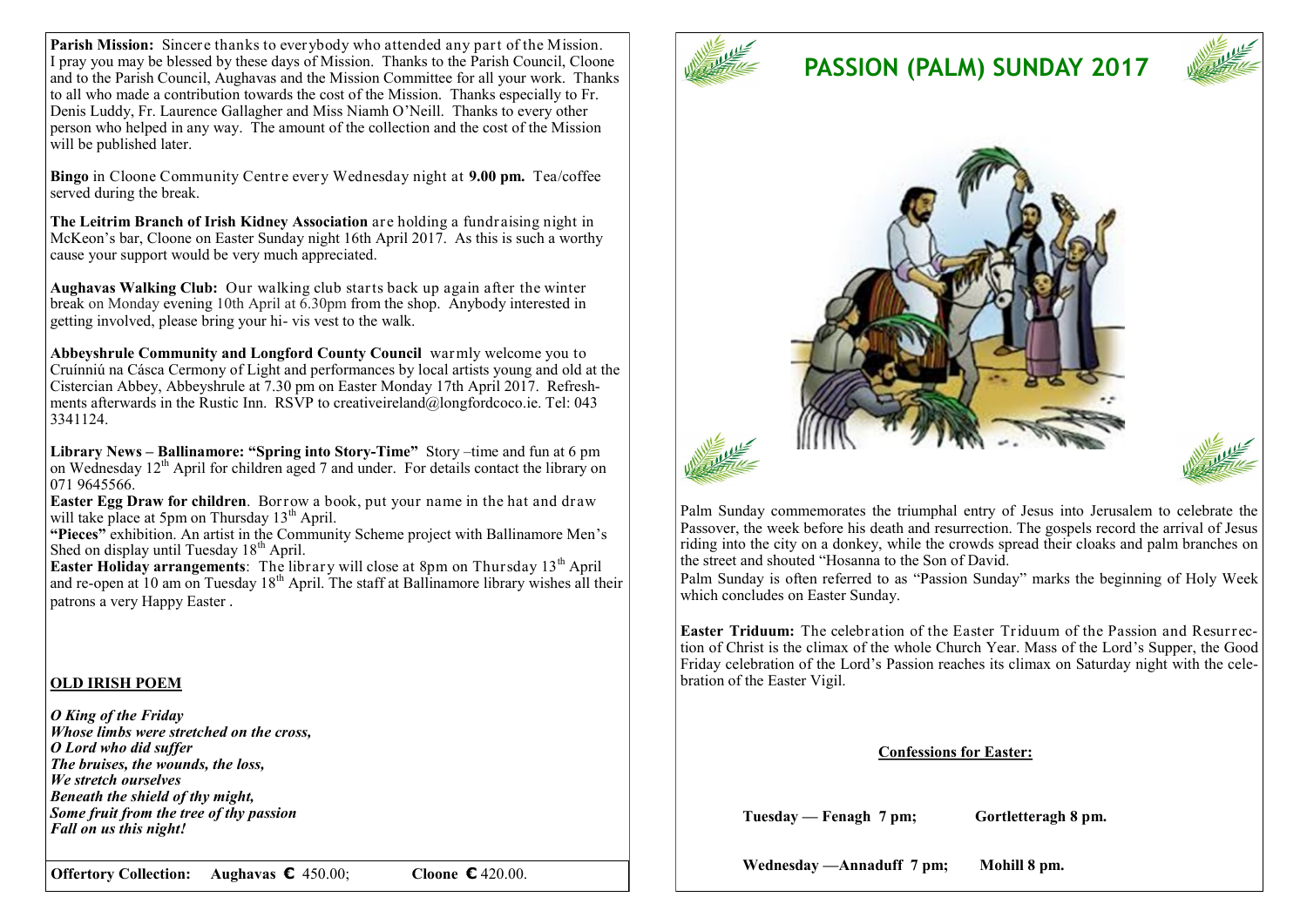**Parish Mission:** Sincere thanks to everybody who attended any part of the Mission. I pray you may be blessed by these days of Mission. Thanks to the Parish Council, Cloone and to the Parish Council, Aughavas and the Mission Committee for all your work. Thanks to all who made a contribution towards the cost of the Mission. Thanks especially to Fr. Denis Luddy, Fr. Laurence Gallagher and Miss Niamh O'Neill. Thanks to every other person who helped in any way. The amount of the collection and the cost of the Mission will be published later.

**Bingo** in Cloone Community Centre every Wednesday night at **9.00 pm.** Tea/coffee served during the break.

**The Leitrim Branch of Irish Kidney Association** are holding a fundraising night in McKeon's bar, Cloone on Easter Sunday night 16th April 2017. As this is such a worthy cause your support would be very much appreciated.

**Aughavas Walking Club:** Our walking club starts back up again after the winter break on Monday evening 10th April at 6.30pm from the shop. Anybody interested in getting involved, please bring your hi- vis vest to the walk.

**Abbeyshrule Community and Longford County Council** warmly welcome you to Cruínniú na Cásca Cermony of Light and performances by local artists young and old at the Cistercian Abbey, Abbeyshrule at 7.30 pm on Easter Monday 17th April 2017. Refreshments afterwards in the Rustic Inn. RSVP to creativeireland@longfordcoco.ie. Tel: 043 3341124.

**Library News – Ballinamore: "Spring into Story-Time"** Story –time and fun at 6 pm on Wednesday 12th April for children aged 7 and under. For details contact the library on 071 9645566.

**Easter Egg Draw for children**. Borrow a book, put your name in the hat and draw will take place at 5pm on Thursday 13th April.

**"Pieces"** exhibition. An artist in the Community Scheme project with Ballinamore Men's Shed on display until Tuesday 18th April.

**Easter Holiday arrangements**: The library will close at 8pm on Thursday 13th April and re-open at 10 am on Tuesday 18th April. The staff at Ballinamore library wishes all their patrons a very Happy Easter .

**OLD IRISH POEM**

***O King of the Friday***
***Whose limbs were stretched on the cross,***
***O Lord who did suffer***
***The bruises, the wounds, the loss,***
***We stretch ourselves***
***Beneath the shield of thy might,***
***Some fruit from the tree of thy passion***
***Fall on us this night!***

**Offertory Collection: Aughavas €** 450.00; **Cloone €** 420.00.

# PASSION (PALM) SUNDAY 2017

Palm Sunday commemorates the triumphal entry of Jesus into Jerusalem to celebrate the Passover, the week before his death and resurrection. The gospels record the arrival of Jesus riding into the city on a donkey, while the crowds spread their cloaks and palm branches on the street and shouted "Hosanna to the Son of David.

Palm Sunday is often referred to as "Passion Sunday" marks the beginning of Holy Week which concludes on Easter Sunday.

**Easter Triduum:** The celebration of the Easter Triduum of the Passion and Resurrection of Christ is the climax of the whole Church Year. Mass of the Lord's Supper, the Good Friday celebration of the Lord's Passion reaches its climax on Saturday night with the celebration of the Easter Vigil.

**Confessions for Easter:**

**Tuesday — Fenagh 7 pm; Gortletteragh 8 pm.**

**Wednesday —Annaduff 7 pm; Mohill 8 pm.**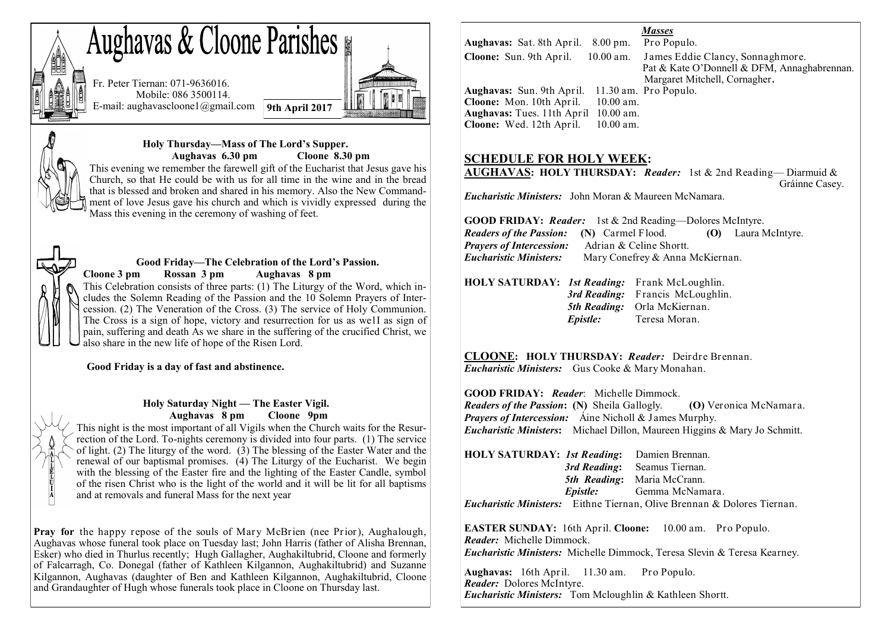# Aughavas & Cloone Parishes

Fr. Peter Tiernan: 071-9636016.
Mobile: 086 3500114.
E-mail: aughavascloone1@gmail.com

**9th April 2017**

**Holy Thursday—Mass of The Lord's Supper.**
**Aughavas 6.30 pm Cloone 8.30 pm**

This evening we remember the farewell gift of the Eucharist that Jesus gave his Church, so that He could be with us for all time in the wine and in the bread that is blessed and broken and shared in his memory. Also the New Commandment of love Jesus gave his church and which is vividly expressed during the Mass this evening in the ceremony of washing of feet.

**Good Friday—The Celebration of the Lord's Passion.**
**Cloone 3 pm Rossan 3 pm Aughavas 8 pm**

This Celebration consists of three parts: (1) The Liturgy of the Word, which includes the Solemn Reading of the Passion and the 10 Solemn Prayers of Intercession. (2) The Veneration of the Cross. (3) The service of Holy Communion. The Cross is a sign of hope, victory and resurrection for us as we1l as sign of pain, suffering and death As we share in the suffering of the crucified Christ, we also share in the new life of hope of the Risen Lord.

**Good Friday is a day of fast and abstinence.**

**Holy Saturday Night — The Easter Vigil.**
**Aughavas 8 pm Cloone 9pm**

This night is the most important of all Vigils when the Church waits for the Resurrection of the Lord. To-nights ceremony is divided into four parts. (1) The service of light. (2) The liturgy of the word. (3) The blessing of the Easter Water and the renewal of our baptismal promises. (4) The Liturgy of the Eucharist. We begin with the blessing of the Easter fire and the lighting of the Easter Candle, symbol of the risen Christ who is the light of the world and it will be lit for all baptisms and at removals and funeral Mass for the next year

**Pray for** the happy repose of the souls of Mary McBrien (nee Prior), Aughalough, Aughavas whose funeral took place on Tuesday last; John Harris (father of Alisha Brennan, Esker) who died in Thurlus recently; Hugh Gallagher, Aughakiltubrid, Cloone and formerly of Falcarragh, Co. Donegal (father of Kathleen Kilgannon, Aughakiltubrid) and Suzanne Kilgannon, Aughavas (daughter of Ben and Kathleen Kilgannon, Aughakiltubrid, Cloone and Grandaughter of Hugh whose funerals took place in Cloone on Thursday last.

***Masses***

**Aughavas:** Sat. 8th April. 8.00 pm. Pro Populo.
**Cloone:** Sun. 9th April. 10.00 am. James Eddie Clancy, Sonnaghmore.
Pat & Kate O'Donnell & DFM, Annaghabrennan.
Margaret Mitchell, Cornagher**.**
**Aughavas:** Sun. 9th April. 11.30 am. Pro Populo.
**Cloone:** Mon. 10th April. 10.00 am.
**Aughavas:** Tues. 11th April 10.00 am.
**Cloone:** Wed. 12th April. 10.00 am.

## SCHEDULE FOR HOLY WEEK:

**AUGHAVAS: HOLY THURSDAY:** ***Reader:*** 1st & 2nd Reading— Diarmuid & Gráinne Casey.
***Eucharistic Ministers:*** John Moran & Maureen McNamara.

**GOOD FRIDAY:** ***Reader:*** 1st & 2nd Reading—Dolores McIntyre.
***Readers of the Passion:*** **(N)** Carmel Flood. **(O)** Laura McIntyre.
***Prayers of Intercession:*** Adrian & Celine Shortt.
***Eucharistic Ministers:*** Mary Conefrey & Anna McKiernan.

**HOLY SATURDAY:** ***1st Reading:*** Frank McLoughlin.
***3rd Reading:*** Francis McLoughlin.
***5th Reading:*** Orla McKiernan.
***Epistle:*** Teresa Moran.

**CLOONE: HOLY THURSDAY:** ***Reader:*** Deirdre Brennan.
***Eucharistic Ministers:*** Gus Cooke & Mary Monahan.

**GOOD FRIDAY:** ***Reader***: Michelle Dimmock.
***Readers of the Passion*****: (N)** Sheila Gallogly. **(O)** Veronica McNamara.
***Prayers of Intercession:*** Áine Nicholl & James Murphy.
***Eucharistic Ministers*****:** Michael Dillon, Maureen Higgins & Mary Jo Schmitt.

**HOLY SATURDAY:** ***1st Reading*****:** Damien Brennan.
***3rd Reading*****:** Seamus Tiernan.
***5th Reading*****:** Maria McCrann.
***Epistle:*** Gemma McNamara.
***Eucharistic Ministers:*** Eithne Tiernan, Olive Brennan & Dolores Tiernan.

**EASTER SUNDAY:** 16th April. **Cloone:** 10.00 am. Pro Populo.
***Reader:*** Michelle Dimmock.
***Eucharistic Ministers:*** Michelle Dimmock, Teresa Slevin & Teresa Kearney.

**Aughavas:** 16th April. 11.30 am. Pro Populo.
***Reader:*** Dolores McIntyre.
***Eucharistic Ministers:*** Tom Mcloughlin & Kathleen Shortt.